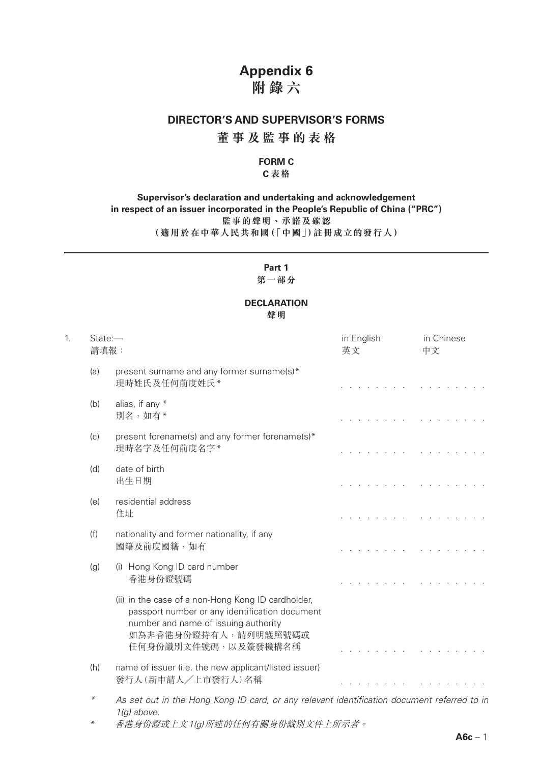# Appendix 6
# 附錄六

## DIRECTOR'S AND SUPERVISOR'S FORMS

## 董事及監事的表格

### FORM C

### C表格

**Supervisor's declaration and undertaking and acknowledgement in respect of an issuer incorporated in the People's Republic of China ("PRC")**

**監事的聲明、承諾及確認**

**(適用於在中華人民共和國(「中國」)註冊成立的發行人)**

---

### Part 1

### 第一部分

### DECLARATION

### 聲明

| 1. | State:— 請填報： | in English 英文 | in Chinese 中文 |
|---|---|---|---|
| (a) | present surname and any former surname(s)* 現時姓氏及任何前度姓氏* | . . . . . . . . | . . . . . . . . . |
| (b) | alias, if any * 別名，如有* | . . . . . . . . | . . . . . . . . . |
| (c) | present forename(s) and any former forename(s)* 現時名字及任何前度名字* | . . . . . . . . | . . . . . . . . . |
| (d) | date of birth 出生日期 | . . . . . . . . | . . . . . . . . . |
| (e) | residential address 住址 | . . . . . . . . | . . . . . . . . . |
| (f) | nationality and former nationality, if any 國籍及前度國籍，如有 | . . . . . . . . | . . . . . . . . . |
| (g) | (i) Hong Kong ID card number 香港身份證號碼 | . . . . . . . . | . . . . . . . . . |
| | (ii) in the case of a non-Hong Kong ID cardholder, passport number or any identification document number and name of issuing authority 如為非香港身份證持有人，請列明護照號碼或任何身份識別文件號碼，以及簽發機構名稱 | . . . . . . . . | . . . . . . . . . |
| (h) | name of issuer (i.e. the new applicant/listed issuer) 發行人(新申請人／上市發行人)名稱 | . . . . . . . . | . . . . . . . . . |

\* *As set out in the Hong Kong ID card, or any relevant identification document referred to in 1(g) above.*

\* *香港身份證或上文1(g)所述的任何有關身份識別文件上所示者。*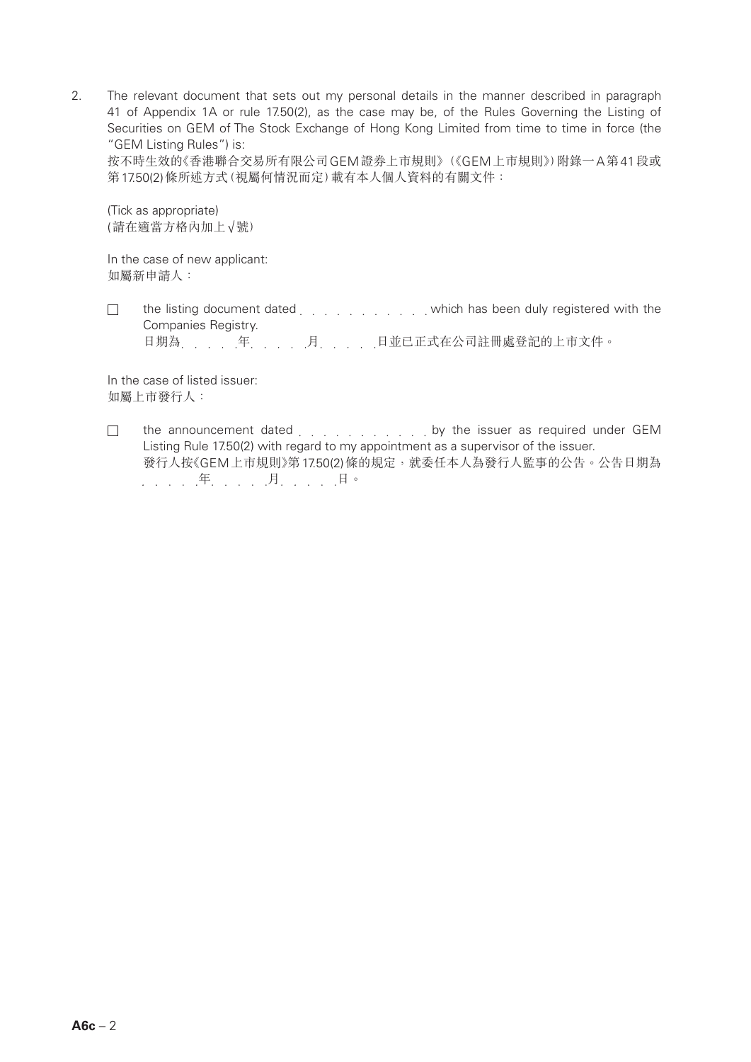2. The relevant document that sets out my personal details in the manner described in paragraph 41 of Appendix 1A or rule 17.50(2), as the case may be, of the Rules Governing the Listing of Securities on GEM of The Stock Exchange of Hong Kong Limited from time to time in force (the "GEM Listing Rules") is:
按不時生效的《香港聯合交易所有限公司GEM證券上市規則》(《GEM上市規則》)附錄一A第41段或第17.50(2)條所述方式(視屬何情況而定)載有本人個人資料的有關文件：

(Tick as appropriate)
(請在適當方格內加上√號)

In the case of new applicant:
如屬新申請人：

☐ the listing document dated . . . . . . . . . . . which has been duly registered with the Companies Registry.
日期為. . . . .年. . . . .月. . . . .日並已正式在公司註冊處登記的上市文件。

In the case of listed issuer:
如屬上市發行人：

☐ the announcement dated . . . . . . . . . . . by the issuer as required under GEM Listing Rule 17.50(2) with regard to my appointment as a supervisor of the issuer.
發行人按《GEM上市規則》第17.50(2)條的規定，就委任本人為發行人監事的公告。公告日期為. . . . .年. . . . .月. . . . .日。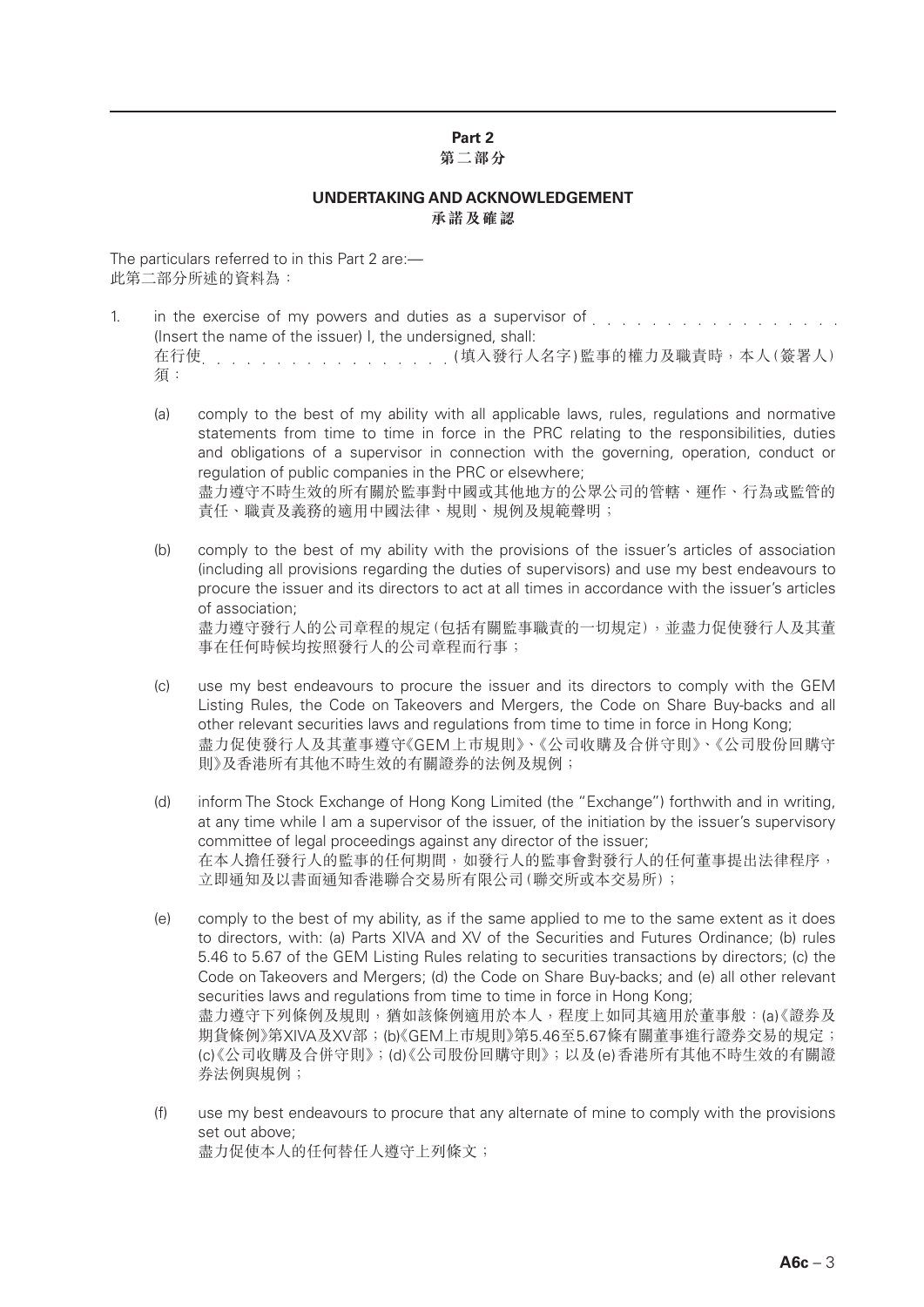## Part 2
## 第二部分

### UNDERTAKING AND ACKNOWLEDGEMENT
### 承諾及確認

The particulars referred to in this Part 2 are:—
此第二部分所述的資料為：

1. in the exercise of my powers and duties as a supervisor of . . . . . . . . . . . . . . . . . (Insert the name of the issuer) I, the undersigned, shall:
在行使 . . . . . . . . . . . . . . . . . (填入發行人名字)監事的權力及職責時，本人(簽署人)須：

   (a) comply to the best of my ability with all applicable laws, rules, regulations and normative statements from time to time in force in the PRC relating to the responsibilities, duties and obligations of a supervisor in connection with the governing, operation, conduct or regulation of public companies in the PRC or elsewhere;
   盡力遵守不時生效的所有關於監事對中國或其他地方的公眾公司的管轄、運作、行為或監管的責任、職責及義務的適用中國法律、規則、規例及規範聲明；

   (b) comply to the best of my ability with the provisions of the issuer's articles of association (including all provisions regarding the duties of supervisors) and use my best endeavours to procure the issuer and its directors to act at all times in accordance with the issuer's articles of association;
   盡力遵守發行人的公司章程的規定(包括有關監事職責的一切規定)，並盡力促使發行人及其董事在任何時候均按照發行人的公司章程而行事；

   (c) use my best endeavours to procure the issuer and its directors to comply with the GEM Listing Rules, the Code on Takeovers and Mergers, the Code on Share Buy-backs and all other relevant securities laws and regulations from time to time in force in Hong Kong;
   盡力促使發行人及其董事遵守《GEM上市規則》、《公司收購及合併守則》、《公司股份回購守則》及香港所有其他不時生效的有關證券的法例及規例；

   (d) inform The Stock Exchange of Hong Kong Limited (the "Exchange") forthwith and in writing, at any time while I am a supervisor of the issuer, of the initiation by the issuer's supervisory committee of legal proceedings against any director of the issuer;
   在本人擔任發行人的監事的任何期間，如發行人的監事會對發行人的任何董事提出法律程序，立即通知及以書面通知香港聯合交易所有限公司(聯交所或本交易所)；

   (e) comply to the best of my ability, as if the same applied to me to the same extent as it does to directors, with: (a) Parts XIVA and XV of the Securities and Futures Ordinance; (b) rules 5.46 to 5.67 of the GEM Listing Rules relating to securities transactions by directors; (c) the Code on Takeovers and Mergers; (d) the Code on Share Buy-backs; and (e) all other relevant securities laws and regulations from time to time in force in Hong Kong;
   盡力遵守下列條例及規則，猶如該條例適用於本人，程度上如同其適用於董事般：(a)《證券及期貨條例》第XIVA及XV部；(b)《GEM上市規則》第5.46至5.67條有關董事進行證券交易的規定；(c)《公司收購及合併守則》；(d)《公司股份回購守則》；以及(e)香港所有其他不時生效的有關證券法例與規例；

   (f) use my best endeavours to procure that any alternate of mine to comply with the provisions set out above;
   盡力促使本人的任何替任人遵守上列條文；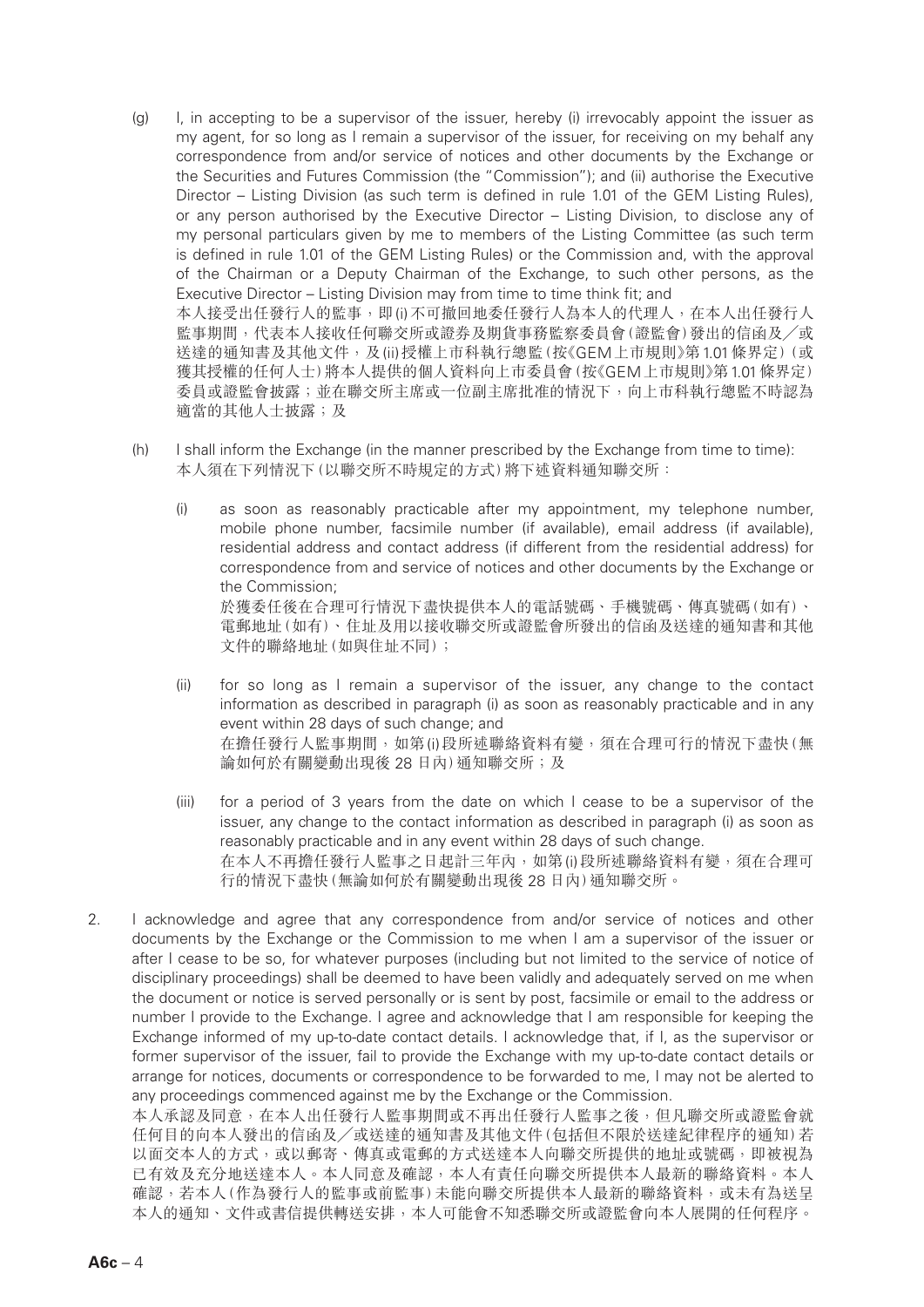(g) I, in accepting to be a supervisor of the issuer, hereby (i) irrevocably appoint the issuer as my agent, for so long as I remain a supervisor of the issuer, for receiving on my behalf any correspondence from and/or service of notices and other documents by the Exchange or the Securities and Futures Commission (the "Commission"); and (ii) authorise the Executive Director – Listing Division (as such term is defined in rule 1.01 of the GEM Listing Rules), or any person authorised by the Executive Director – Listing Division, to disclose any of my personal particulars given by me to members of the Listing Committee (as such term is defined in rule 1.01 of the GEM Listing Rules) or the Commission and, with the approval of the Chairman or a Deputy Chairman of the Exchange, to such other persons, as the Executive Director – Listing Division may from time to time think fit; and

本人接受出任發行人的監事，即(i)不可撤回地委任發行人為本人的代理人，在本人出任發行人監事期間，代表本人接收任何聯交所或證券及期貨事務監察委員會(證監會)發出的信函及╱或送達的通知書及其他文件，及(ii)授權上市科執行總監(按《GEM上市規則》第1.01條界定)(或獲其授權的任何人士)將本人提供的個人資料向上市委員會(按《GEM上市規則》第1.01條界定)委員或證監會披露；並在聯交所主席或一位副主席批准的情況下，向上市科執行總監不時認為適當的其他人士披露；及

(h) I shall inform the Exchange (in the manner prescribed by the Exchange from time to time):

本人須在下列情況下(以聯交所不時規定的方式)將下述資料通知聯交所：

(i) as soon as reasonably practicable after my appointment, my telephone number, mobile phone number, facsimile number (if available), email address (if available), residential address and contact address (if different from the residential address) for correspondence from and service of notices and other documents by the Exchange or the Commission;

於獲委任後在合理可行情況下盡快提供本人的電話號碼、手機號碼、傳真號碼(如有)、電郵地址(如有)、住址及用以接收聯交所或證監會所發出的信函及送達的通知書和其他文件的聯絡地址(如與住址不同)；

(ii) for so long as I remain a supervisor of the issuer, any change to the contact information as described in paragraph (i) as soon as reasonably practicable and in any event within 28 days of such change; and

在擔任發行人監事期間，如第(i)段所述聯絡資料有變，須在合理可行的情況下盡快(無論如何於有關變動出現後28日內)通知聯交所；及

(iii) for a period of 3 years from the date on which I cease to be a supervisor of the issuer, any change to the contact information as described in paragraph (i) as soon as reasonably practicable and in any event within 28 days of such change.

在本人不再擔任發行人監事之日起計三年內，如第(i)段所述聯絡資料有變，須在合理可行的情況下盡快(無論如何於有關變動出現後28日內)通知聯交所。

2. I acknowledge and agree that any correspondence from and/or service of notices and other documents by the Exchange or the Commission to me when I am a supervisor of the issuer or after I cease to be so, for whatever purposes (including but not limited to the service of notice of disciplinary proceedings) shall be deemed to have been validly and adequately served on me when the document or notice is served personally or is sent by post, facsimile or email to the address or number I provide to the Exchange. I agree and acknowledge that I am responsible for keeping the Exchange informed of my up-to-date contact details. I acknowledge that, if I, as the supervisor or former supervisor of the issuer, fail to provide the Exchange with my up-to-date contact details or arrange for notices, documents or correspondence to be forwarded to me, I may not be alerted to any proceedings commenced against me by the Exchange or the Commission.

本人承認及同意，在本人出任發行人監事期間或不再出任發行人監事之後，但凡聯交所或證監會就任何目的向本人發出的信函及╱或送達的通知書及其他文件(包括但不限於送達紀律程序的通知)若以面交本人的方式，或以郵寄、傳真或電郵的方式送達本人向聯交所提供的地址或號碼，即被視為已有效及充分地送達本人。本人同意及確認，本人有責任向聯交所提供本人最新的聯絡資料。本人確認，若本人(作為發行人的監事或前監事)未能向聯交所提供本人最新的聯絡資料，或未有為送呈本人的通知、文件或書信提供轉送安排，本人可能會不知悉聯交所或證監會向本人展開的任何程序。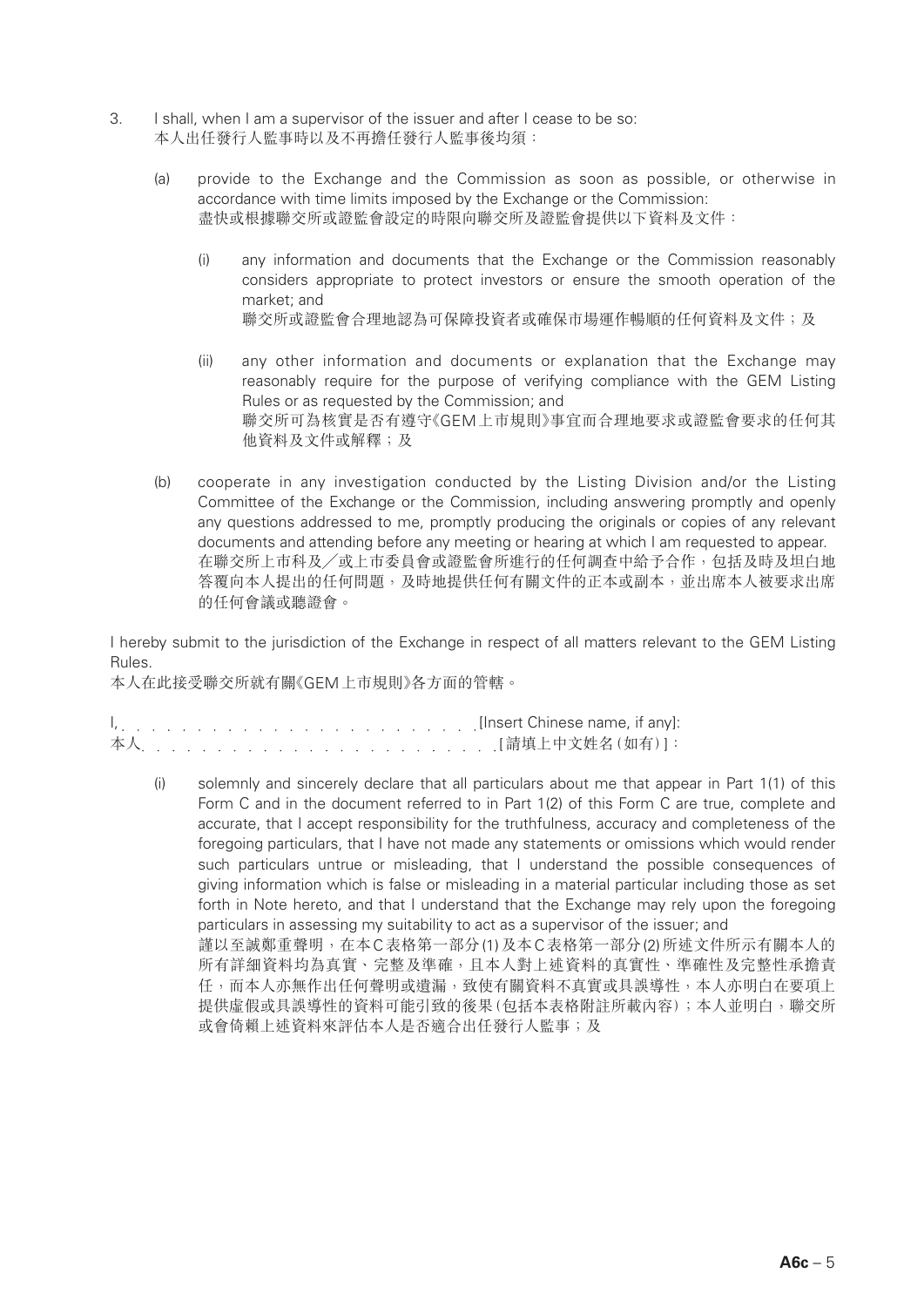3. I shall, when I am a supervisor of the issuer and after I cease to be so:
本人出任發行人監事時以及不再擔任發行人監事後均須：

   (a) provide to the Exchange and the Commission as soon as possible, or otherwise in accordance with time limits imposed by the Exchange or the Commission:
   盡快或根據聯交所或證監會設定的時限向聯交所及證監會提供以下資料及文件：

      (i) any information and documents that the Exchange or the Commission reasonably considers appropriate to protect investors or ensure the smooth operation of the market; and
      聯交所或證監會合理地認為可保障投資者或確保市場運作暢順的任何資料及文件；及

      (ii) any other information and documents or explanation that the Exchange may reasonably require for the purpose of verifying compliance with the GEM Listing Rules or as requested by the Commission; and
      聯交所可為核實是否有遵守《GEM上市規則》事宜而合理地要求或證監會要求的任何其他資料及文件或解釋；及

   (b) cooperate in any investigation conducted by the Listing Division and/or the Listing Committee of the Exchange or the Commission, including answering promptly and openly any questions addressed to me, promptly producing the originals or copies of any relevant documents and attending before any meeting or hearing at which I am requested to appear.
   在聯交所上市科及／或上市委員會或證監會所進行的任何調查中給予合作，包括及時及坦白地答覆向本人提出的任何問題，及時地提供任何有關文件的正本或副本，並出席本人被要求出席的任何會議或聽證會。

I hereby submit to the jurisdiction of the Exchange in respect of all matters relevant to the GEM Listing Rules.
本人在此接受聯交所就有關《GEM上市規則》各方面的管轄。

I, . . . . . . . . . . . . . . . . . . . . . . . . [Insert Chinese name, if any]:
本人. . . . . . . . . . . . . . . . . . . . . . . . [請填上中文姓名（如有）]：

   (i) solemnly and sincerely declare that all particulars about me that appear in Part 1(1) of this Form C and in the document referred to in Part 1(2) of this Form C are true, complete and accurate, that I accept responsibility for the truthfulness, accuracy and completeness of the foregoing particulars, that I have not made any statements or omissions which would render such particulars untrue or misleading, that I understand the possible consequences of giving information which is false or misleading in a material particular including those as set forth in Note hereto, and that I understand that the Exchange may rely upon the foregoing particulars in assessing my suitability to act as a supervisor of the issuer; and
   謹以至誠鄭重聲明，在本C表格第一部分(1)及本C表格第一部分(2)所述文件所示有關本人的所有詳細資料均為真實、完整及準確，且本人對上述資料的真實性、準確性及完整性承擔責任，而本人亦無作出任何聲明或遺漏，致使有關資料不真實或具誤導性，本人亦明白在要項上提供虛假或具誤導性的資料可能引致的後果（包括本表格附註所載內容）；本人並明白，聯交所或會倚賴上述資料來評估本人是否適合出任發行人監事；及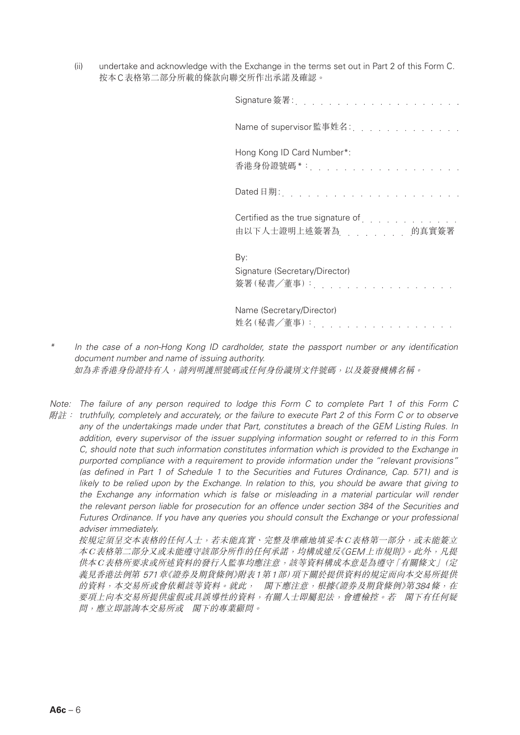(ii) undertake and acknowledge with the Exchange in the terms set out in Part 2 of this Form C.
按本C表格第二部分所載的條款向聯交所作出承諾及確認。

Signature 簽署: . . . . . . . . . . . . . . . . . . .

Name of supervisor 監事姓名: . . . . . . . . . . . .

Hong Kong ID Card Number*:
香港身份證號碼*: . . . . . . . . . . . . . . . . .

Dated 日期: . . . . . . . . . . . . . . . . . . .

Certified as the true signature of . . . . . . . . . . .
由以下人士證明上述簽署為 . . . . . . . . 的真實簽署

By:
Signature (Secretary/Director)
簽署(秘書╱董事): . . . . . . . . . . . . . . . .

Name (Secretary/Director)
姓名(秘書╱董事): . . . . . . . . . . . . . . . .

\* *In the case of a non-Hong Kong ID cardholder, state the passport number or any identification document number and name of issuing authority.*
*如為非香港身份證持有人,請列明護照號碼或任何身份識別文件號碼,以及簽發機構名稱。*

Note: *The failure of any person required to lodge this Form C to complete Part 1 of this Form C truthfully, completely and accurately, or the failure to execute Part 2 of this Form C or to observe any of the undertakings made under that Part, constitutes a breach of the GEM Listing Rules. In addition, every supervisor of the issuer supplying information sought or referred to in this Form C, should note that such information constitutes information which is provided to the Exchange in purported compliance with a requirement to provide information under the "relevant provisions" (as defined in Part 1 of Schedule 1 to the Securities and Futures Ordinance, Cap. 571) and is likely to be relied upon by the Exchange. In relation to this, you should be aware that giving to the Exchange any information which is false or misleading in a material particular will render the relevant person liable for prosecution for an offence under section 384 of the Securities and Futures Ordinance. If you have any queries you should consult the Exchange or your professional adviser immediately.*

附註: *按規定須呈交本表格的任何人士,若未能真實、完整及準確地填妥本C表格第一部分,或未能簽立本C表格第二部分又或未能遵守該部分所作的任何承諾,均構成違反《GEM上市規則》。此外,凡提供本C表格所要求或所述資料的發行人監事均應注意,該等資料構成本意是為遵守「有關條文」(定義見香港法例第571章《證券及期貨條例》附表1第1部)項下關於提供資料的規定而向本交易所提供的資料,本交易所或會依賴該等資料。就此, 閣下應注意,根據《證券及期貨條例》第384條,在要項上向本交易所提供虛假或具誤導性的資料,有關人士即屬犯法,會遭檢控。若 閣下有任何疑問,應立即諮詢本交易所或 閣下的專業顧問。*